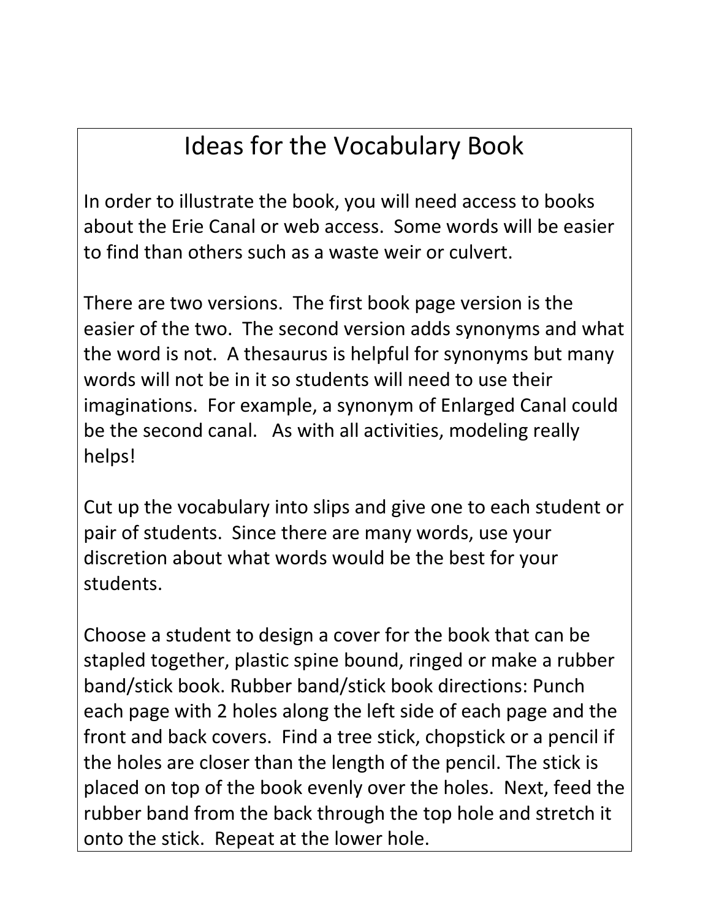# Ideas for the Vocabulary Book

In order to illustrate the book, you will need access to books about the Erie Canal or web access. Some words will be easier to find than others such as a waste weir or culvert.

There are two versions. The first book page version is the easier of the two. The second version adds synonyms and what the word is not. A thesaurus is helpful for synonyms but many words will not be in it so students will need to use their imaginations. For example, a synonym of Enlarged Canal could be the second canal. As with all activities, modeling really helps!

Cut up the vocabulary into slips and give one to each student or pair of students. Since there are many words, use your discretion about what words would be the best for your students.

Choose a student to design a cover for the book that can be stapled together, plastic spine bound, ringed or make a rubber band/stick book. Rubber band/stick book directions: Punch each page with 2 holes along the left side of each page and the front and back covers. Find a tree stick, chopstick or a pencil if the holes are closer than the length of the pencil. The stick is placed on top of the book evenly over the holes. Next, feed the rubber band from the back through the top hole and stretch it onto the stick. Repeat at the lower hole.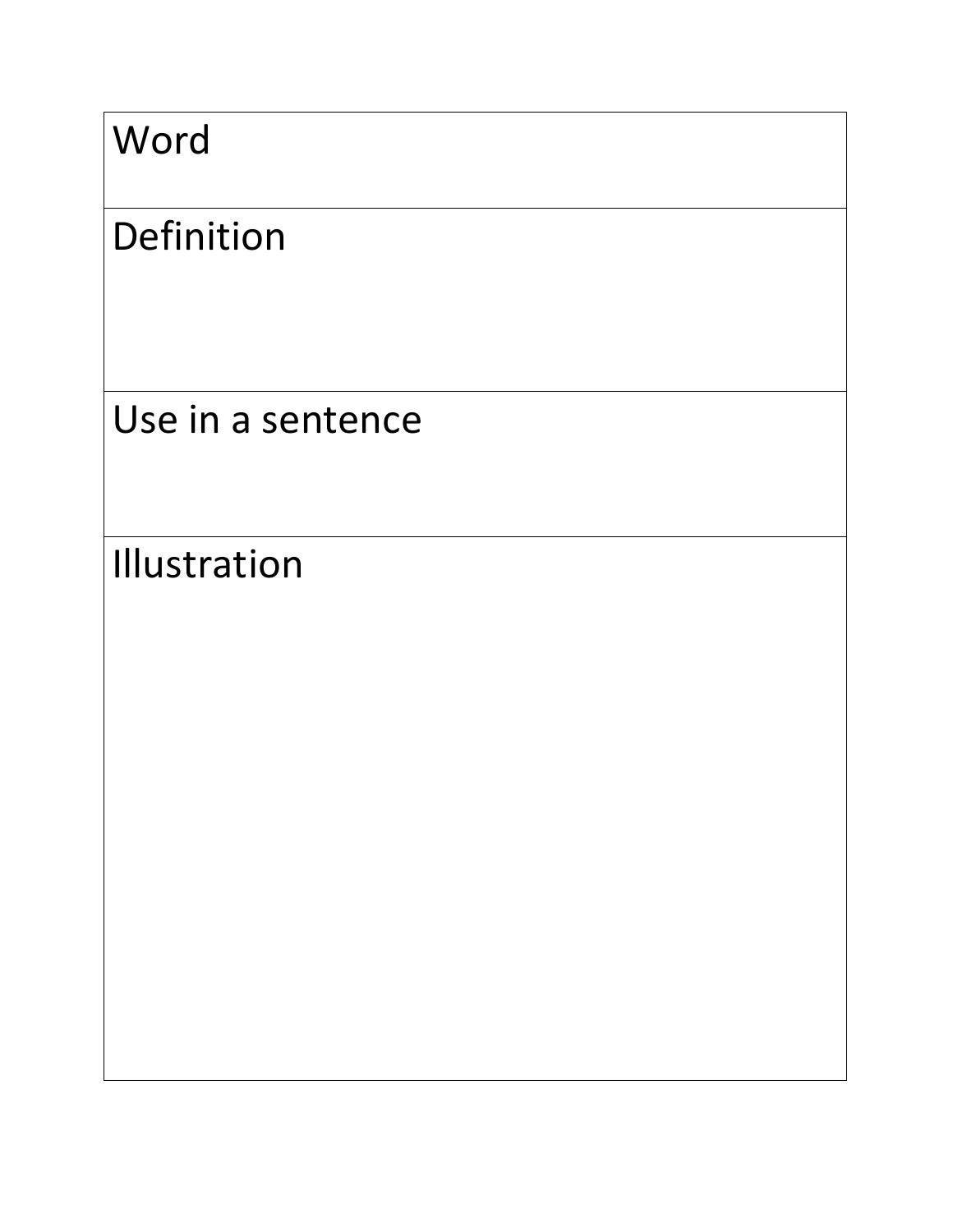| Word |
| --- |
| Definition |
| Use in a sentence |
| Illustration |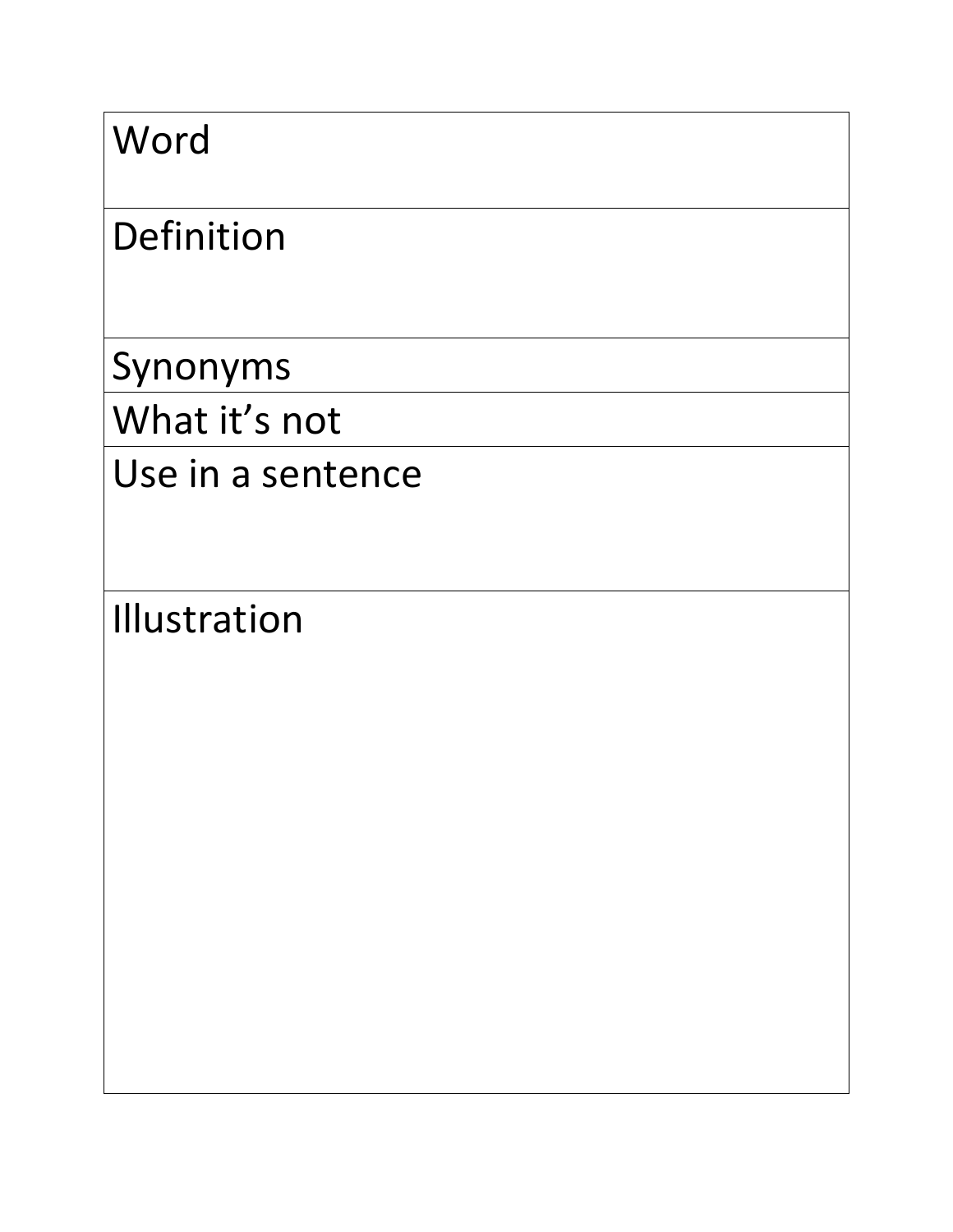| |
|---|
| Word |
| Definition |
| Synonyms |
| What it's not |
| Use in a sentence |
| Illustration |